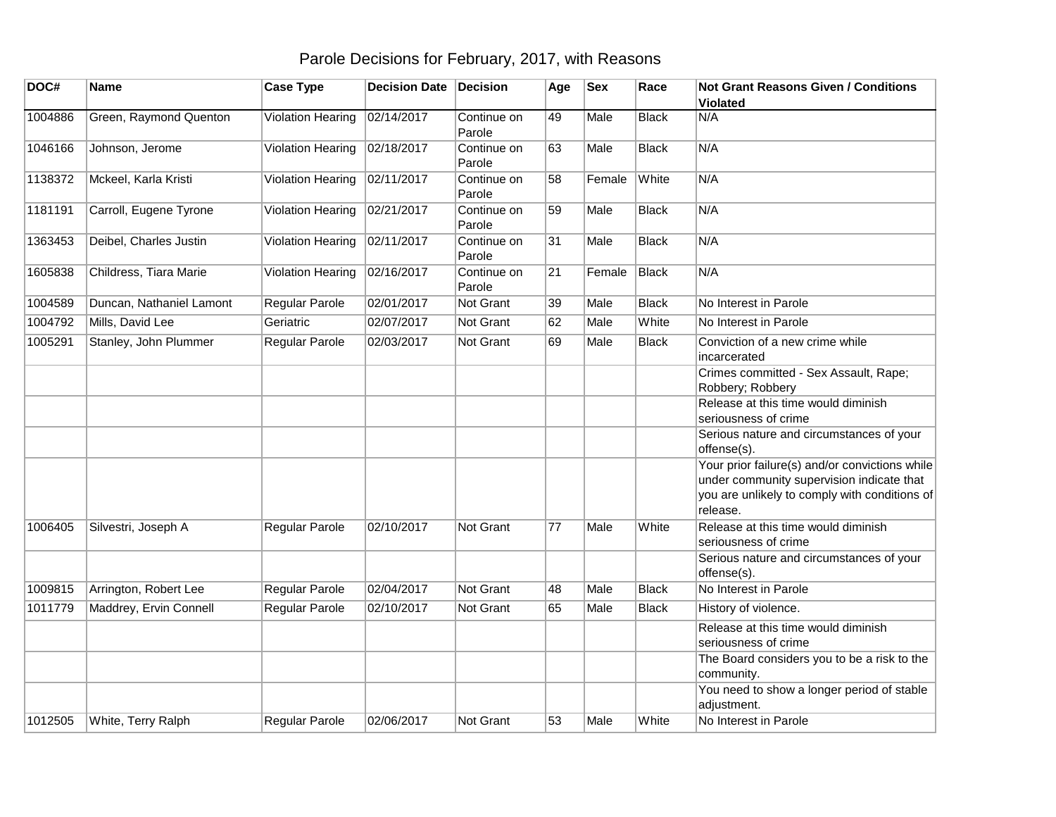# Parole Decisions for February, 2017, with Reasons

| DOC# | Name | Case Type | Decision Date | Decision | Age | Sex | Race | Not Grant Reasons Given / Conditions Violated |
|---|---|---|---|---|---|---|---|---|
| 1004886 | Green, Raymond Quenton | Violation Hearing | 02/14/2017 | Continue on Parole | 49 | Male | Black | N/A |
| 1046166 | Johnson, Jerome | Violation Hearing | 02/18/2017 | Continue on Parole | 63 | Male | Black | N/A |
| 1138372 | Mckeel, Karla Kristi | Violation Hearing | 02/11/2017 | Continue on Parole | 58 | Female | White | N/A |
| 1181191 | Carroll, Eugene Tyrone | Violation Hearing | 02/21/2017 | Continue on Parole | 59 | Male | Black | N/A |
| 1363453 | Deibel, Charles Justin | Violation Hearing | 02/11/2017 | Continue on Parole | 31 | Male | Black | N/A |
| 1605838 | Childress, Tiara Marie | Violation Hearing | 02/16/2017 | Continue on Parole | 21 | Female | Black | N/A |
| 1004589 | Duncan, Nathaniel Lamont | Regular Parole | 02/01/2017 | Not Grant | 39 | Male | Black | No Interest in Parole |
| 1004792 | Mills, David Lee | Geriatric | 02/07/2017 | Not Grant | 62 | Male | White | No Interest in Parole |
| 1005291 | Stanley, John Plummer | Regular Parole | 02/03/2017 | Not Grant | 69 | Male | Black | Conviction of a new crime while incarcerated |
| | | | | | | | | Crimes committed - Sex Assault, Rape; Robbery; Robbery |
| | | | | | | | | Release at this time would diminish seriousness of crime |
| | | | | | | | | Serious nature and circumstances of your offense(s). |
| | | | | | | | | Your prior failure(s) and/or convictions while under community supervision indicate that you are unlikely to comply with conditions of release. |
| 1006405 | Silvestri, Joseph A | Regular Parole | 02/10/2017 | Not Grant | 77 | Male | White | Release at this time would diminish seriousness of crime |
| | | | | | | | | Serious nature and circumstances of your offense(s). |
| 1009815 | Arrington, Robert Lee | Regular Parole | 02/04/2017 | Not Grant | 48 | Male | Black | No Interest in Parole |
| 1011779 | Maddrey, Ervin Connell | Regular Parole | 02/10/2017 | Not Grant | 65 | Male | Black | History of violence. |
| | | | | | | | | Release at this time would diminish seriousness of crime |
| | | | | | | | | The Board considers you to be a risk to the community. |
| | | | | | | | | You need to show a longer period of stable adjustment. |
| 1012505 | White, Terry Ralph | Regular Parole | 02/06/2017 | Not Grant | 53 | Male | White | No Interest in Parole |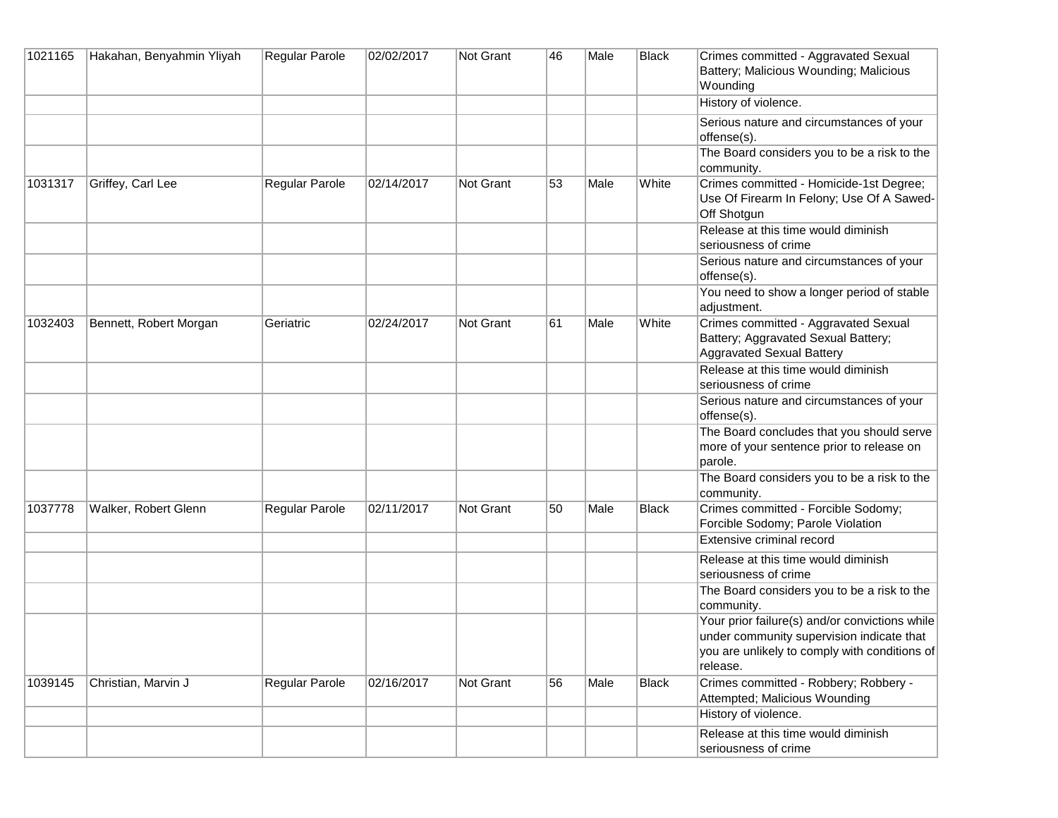| | | | | | | | | |
|---|---|---|---|---|---|---|---|---|
| 1021165 | Hakahan, Benyahmin Yliyah | Regular Parole | 02/02/2017 | Not Grant | 46 | Male | Black | Crimes committed - Aggravated Sexual Battery; Malicious Wounding; Malicious Wounding |
| | | | | | | | | History of violence. |
| | | | | | | | | Serious nature and circumstances of your offense(s). |
| | | | | | | | | The Board considers you to be a risk to the community. |
| 1031317 | Griffey, Carl Lee | Regular Parole | 02/14/2017 | Not Grant | 53 | Male | White | Crimes committed - Homicide-1st Degree; Use Of Firearm In Felony; Use Of A Sawed-Off Shotgun |
| | | | | | | | | Release at this time would diminish seriousness of crime |
| | | | | | | | | Serious nature and circumstances of your offense(s). |
| | | | | | | | | You need to show a longer period of stable adjustment. |
| 1032403 | Bennett, Robert Morgan | Geriatric | 02/24/2017 | Not Grant | 61 | Male | White | Crimes committed - Aggravated Sexual Battery; Aggravated Sexual Battery; Aggravated Sexual Battery |
| | | | | | | | | Release at this time would diminish seriousness of crime |
| | | | | | | | | Serious nature and circumstances of your offense(s). |
| | | | | | | | | The Board concludes that you should serve more of your sentence prior to release on parole. |
| | | | | | | | | The Board considers you to be a risk to the community. |
| 1037778 | Walker, Robert Glenn | Regular Parole | 02/11/2017 | Not Grant | 50 | Male | Black | Crimes committed - Forcible Sodomy; Forcible Sodomy; Parole Violation |
| | | | | | | | | Extensive criminal record |
| | | | | | | | | Release at this time would diminish seriousness of crime |
| | | | | | | | | The Board considers you to be a risk to the community. |
| | | | | | | | | Your prior failure(s) and/or convictions while under community supervision indicate that you are unlikely to comply with conditions of release. |
| 1039145 | Christian, Marvin J | Regular Parole | 02/16/2017 | Not Grant | 56 | Male | Black | Crimes committed - Robbery; Robbery - Attempted; Malicious Wounding |
| | | | | | | | | History of violence. |
| | | | | | | | | Release at this time would diminish seriousness of crime |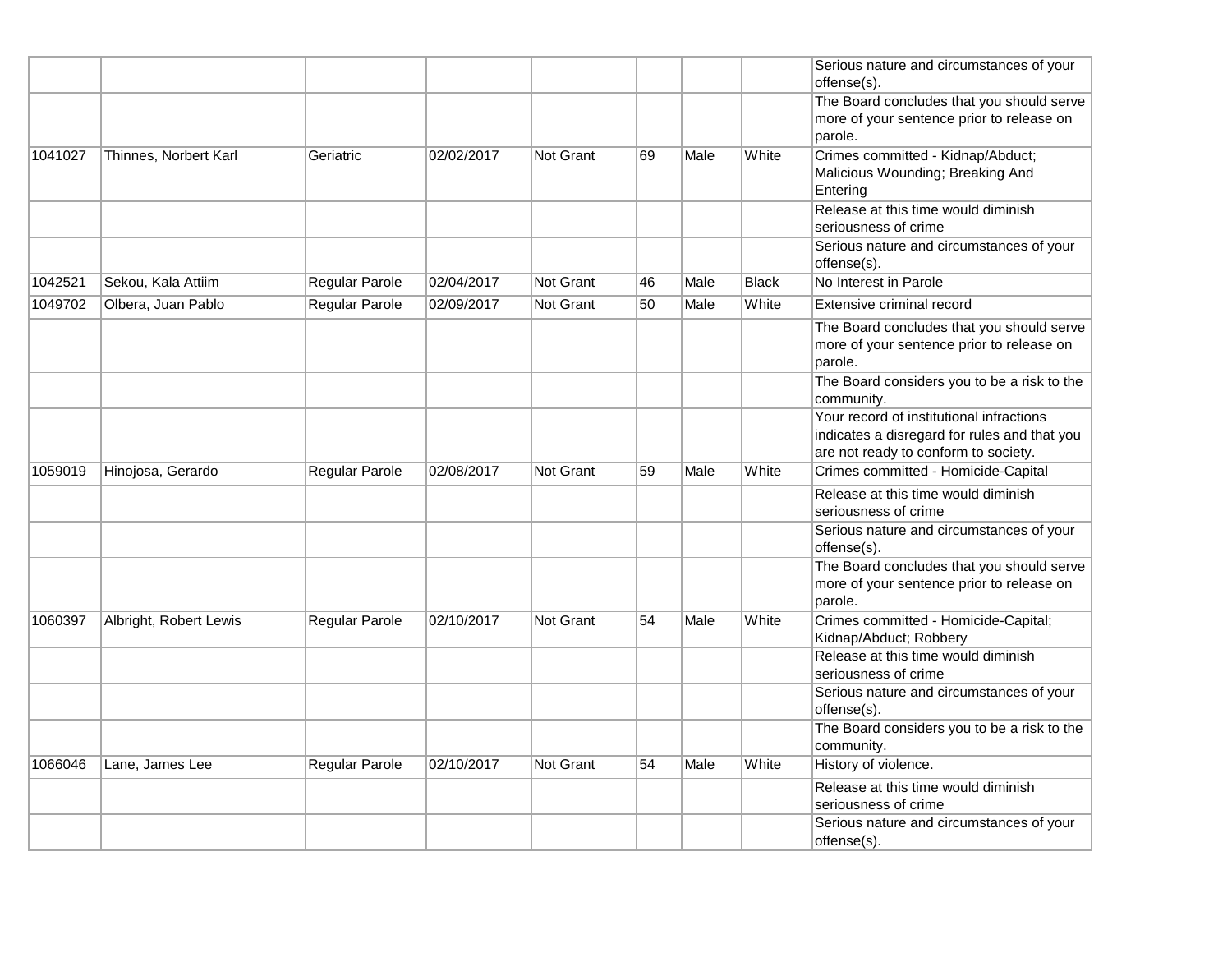| | | | | | | | | |
|---|---|---|---|---|---|---|---|---|
| | | | | | | | | Serious nature and circumstances of your offense(s). |
| | | | | | | | | The Board concludes that you should serve more of your sentence prior to release on parole. |
| 1041027 | Thinnes, Norbert Karl | Geriatric | 02/02/2017 | Not Grant | 69 | Male | White | Crimes committed - Kidnap/Abduct; Malicious Wounding; Breaking And Entering |
| | | | | | | | | Release at this time would diminish seriousness of crime |
| | | | | | | | | Serious nature and circumstances of your offense(s). |
| 1042521 | Sekou, Kala Attiim | Regular Parole | 02/04/2017 | Not Grant | 46 | Male | Black | No Interest in Parole |
| 1049702 | Olbera, Juan Pablo | Regular Parole | 02/09/2017 | Not Grant | 50 | Male | White | Extensive criminal record |
| | | | | | | | | The Board concludes that you should serve more of your sentence prior to release on parole. |
| | | | | | | | | The Board considers you to be a risk to the community. |
| | | | | | | | | Your record of institutional infractions indicates a disregard for rules and that you are not ready to conform to society. |
| 1059019 | Hinojosa, Gerardo | Regular Parole | 02/08/2017 | Not Grant | 59 | Male | White | Crimes committed - Homicide-Capital |
| | | | | | | | | Release at this time would diminish seriousness of crime |
| | | | | | | | | Serious nature and circumstances of your offense(s). |
| | | | | | | | | The Board concludes that you should serve more of your sentence prior to release on parole. |
| 1060397 | Albright, Robert Lewis | Regular Parole | 02/10/2017 | Not Grant | 54 | Male | White | Crimes committed - Homicide-Capital; Kidnap/Abduct; Robbery |
| | | | | | | | | Release at this time would diminish seriousness of crime |
| | | | | | | | | Serious nature and circumstances of your offense(s). |
| | | | | | | | | The Board considers you to be a risk to the community. |
| 1066046 | Lane, James Lee | Regular Parole | 02/10/2017 | Not Grant | 54 | Male | White | History of violence. |
| | | | | | | | | Release at this time would diminish seriousness of crime |
| | | | | | | | | Serious nature and circumstances of your offense(s). |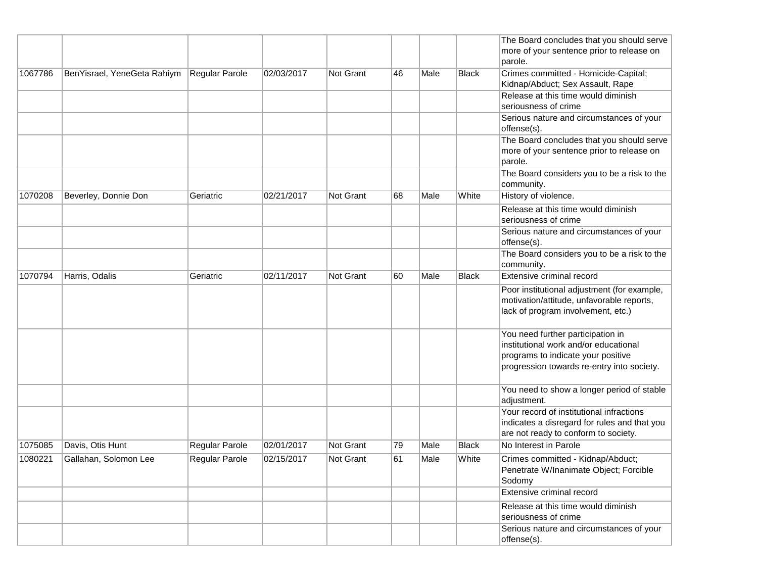| | | | | | | | | |
|---|---|---|---|---|---|---|---|---|
| | | | | | | | | The Board concludes that you should serve more of your sentence prior to release on parole. |
| 1067786 | BenYisrael, YeneGeta Rahiym | Regular Parole | 02/03/2017 | Not Grant | 46 | Male | Black | Crimes committed - Homicide-Capital; Kidnap/Abduct; Sex Assault, Rape |
| | | | | | | | | Release at this time would diminish seriousness of crime |
| | | | | | | | | Serious nature and circumstances of your offense(s). |
| | | | | | | | | The Board concludes that you should serve more of your sentence prior to release on parole. |
| | | | | | | | | The Board considers you to be a risk to the community. |
| 1070208 | Beverley, Donnie Don | Geriatric | 02/21/2017 | Not Grant | 68 | Male | White | History of violence. |
| | | | | | | | | Release at this time would diminish seriousness of crime |
| | | | | | | | | Serious nature and circumstances of your offense(s). |
| | | | | | | | | The Board considers you to be a risk to the community. |
| 1070794 | Harris, Odalis | Geriatric | 02/11/2017 | Not Grant | 60 | Male | Black | Extensive criminal record |
| | | | | | | | | Poor institutional adjustment (for example, motivation/attitude, unfavorable reports, lack of program involvement, etc.) |
| | | | | | | | | You need further participation in institutional work and/or educational programs to indicate your positive progression towards re-entry into society. |
| | | | | | | | | You need to show a longer period of stable adjustment. |
| | | | | | | | | Your record of institutional infractions indicates a disregard for rules and that you are not ready to conform to society. |
| 1075085 | Davis, Otis Hunt | Regular Parole | 02/01/2017 | Not Grant | 79 | Male | Black | No Interest in Parole |
| 1080221 | Gallahan, Solomon Lee | Regular Parole | 02/15/2017 | Not Grant | 61 | Male | White | Crimes committed - Kidnap/Abduct; Penetrate W/Inanimate Object; Forcible Sodomy |
| | | | | | | | | Extensive criminal record |
| | | | | | | | | Release at this time would diminish seriousness of crime |
| | | | | | | | | Serious nature and circumstances of your offense(s). |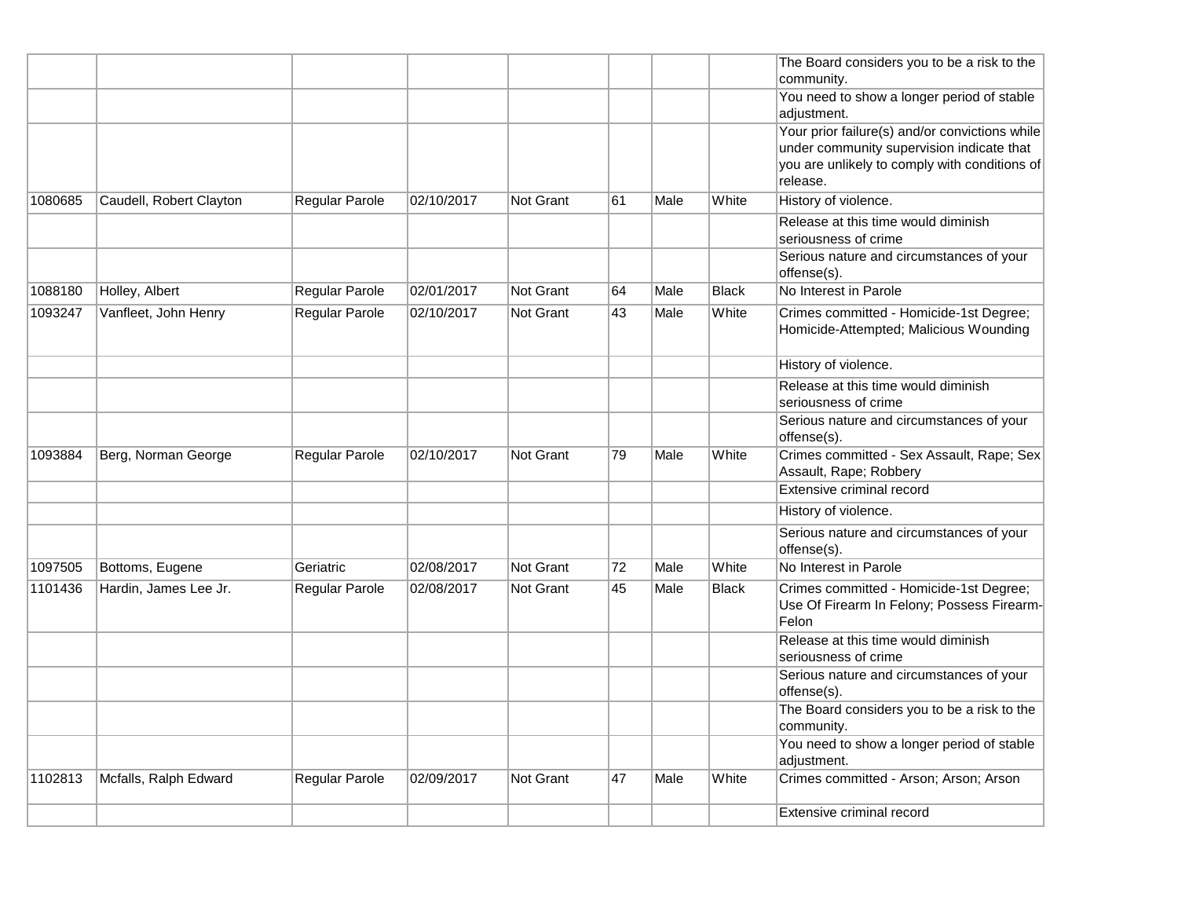| | | | | | | | | |
|---|---|---|---|---|---|---|---|---|
| | | | | | | | | The Board considers you to be a risk to the community. |
| | | | | | | | | You need to show a longer period of stable adjustment. |
| | | | | | | | | Your prior failure(s) and/or convictions while under community supervision indicate that you are unlikely to comply with conditions of release. |
| 1080685 | Caudell, Robert Clayton | Regular Parole | 02/10/2017 | Not Grant | 61 | Male | White | History of violence. |
| | | | | | | | | Release at this time would diminish seriousness of crime |
| | | | | | | | | Serious nature and circumstances of your offense(s). |
| 1088180 | Holley, Albert | Regular Parole | 02/01/2017 | Not Grant | 64 | Male | Black | No Interest in Parole |
| 1093247 | Vanfleet, John Henry | Regular Parole | 02/10/2017 | Not Grant | 43 | Male | White | Crimes committed - Homicide-1st Degree; Homicide-Attempted; Malicious Wounding |
| | | | | | | | | History of violence. |
| | | | | | | | | Release at this time would diminish seriousness of crime |
| | | | | | | | | Serious nature and circumstances of your offense(s). |
| 1093884 | Berg, Norman George | Regular Parole | 02/10/2017 | Not Grant | 79 | Male | White | Crimes committed - Sex Assault, Rape; Sex Assault, Rape; Robbery |
| | | | | | | | | Extensive criminal record |
| | | | | | | | | History of violence. |
| | | | | | | | | Serious nature and circumstances of your offense(s). |
| 1097505 | Bottoms, Eugene | Geriatric | 02/08/2017 | Not Grant | 72 | Male | White | No Interest in Parole |
| 1101436 | Hardin, James Lee Jr. | Regular Parole | 02/08/2017 | Not Grant | 45 | Male | Black | Crimes committed - Homicide-1st Degree; Use Of Firearm In Felony; Possess Firearm-Felon |
| | | | | | | | | Release at this time would diminish seriousness of crime |
| | | | | | | | | Serious nature and circumstances of your offense(s). |
| | | | | | | | | The Board considers you to be a risk to the community. |
| | | | | | | | | You need to show a longer period of stable adjustment. |
| 1102813 | Mcfalls, Ralph Edward | Regular Parole | 02/09/2017 | Not Grant | 47 | Male | White | Crimes committed - Arson; Arson; Arson |
| | | | | | | | | Extensive criminal record |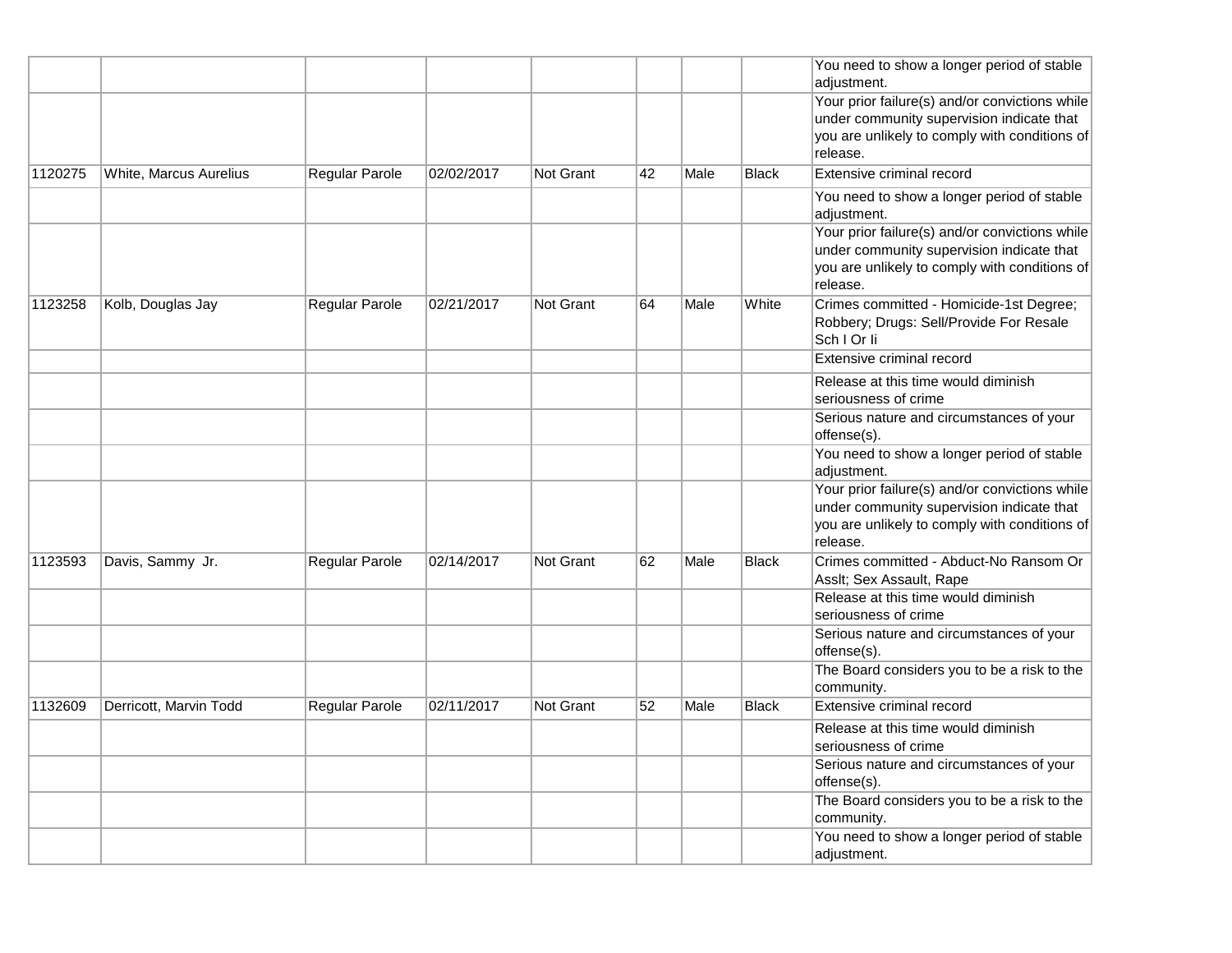| | | | | | | | | |
|---|---|---|---|---|---|---|---|---|
| | | | | | | | | You need to show a longer period of stable adjustment. |
| | | | | | | | | Your prior failure(s) and/or convictions while under community supervision indicate that you are unlikely to comply with conditions of release. |
| 1120275 | White, Marcus Aurelius | Regular Parole | 02/02/2017 | Not Grant | 42 | Male | Black | Extensive criminal record |
| | | | | | | | | You need to show a longer period of stable adjustment. |
| | | | | | | | | Your prior failure(s) and/or convictions while under community supervision indicate that you are unlikely to comply with conditions of release. |
| 1123258 | Kolb, Douglas Jay | Regular Parole | 02/21/2017 | Not Grant | 64 | Male | White | Crimes committed - Homicide-1st Degree; Robbery; Drugs: Sell/Provide For Resale Sch I Or Ii |
| | | | | | | | | Extensive criminal record |
| | | | | | | | | Release at this time would diminish seriousness of crime |
| | | | | | | | | Serious nature and circumstances of your offense(s). |
| | | | | | | | | You need to show a longer period of stable adjustment. |
| | | | | | | | | Your prior failure(s) and/or convictions while under community supervision indicate that you are unlikely to comply with conditions of release. |
| 1123593 | Davis, Sammy Jr. | Regular Parole | 02/14/2017 | Not Grant | 62 | Male | Black | Crimes committed - Abduct-No Ransom Or Asslt; Sex Assault, Rape |
| | | | | | | | | Release at this time would diminish seriousness of crime |
| | | | | | | | | Serious nature and circumstances of your offense(s). |
| | | | | | | | | The Board considers you to be a risk to the community. |
| 1132609 | Derricott, Marvin Todd | Regular Parole | 02/11/2017 | Not Grant | 52 | Male | Black | Extensive criminal record |
| | | | | | | | | Release at this time would diminish seriousness of crime |
| | | | | | | | | Serious nature and circumstances of your offense(s). |
| | | | | | | | | The Board considers you to be a risk to the community. |
| | | | | | | | | You need to show a longer period of stable adjustment. |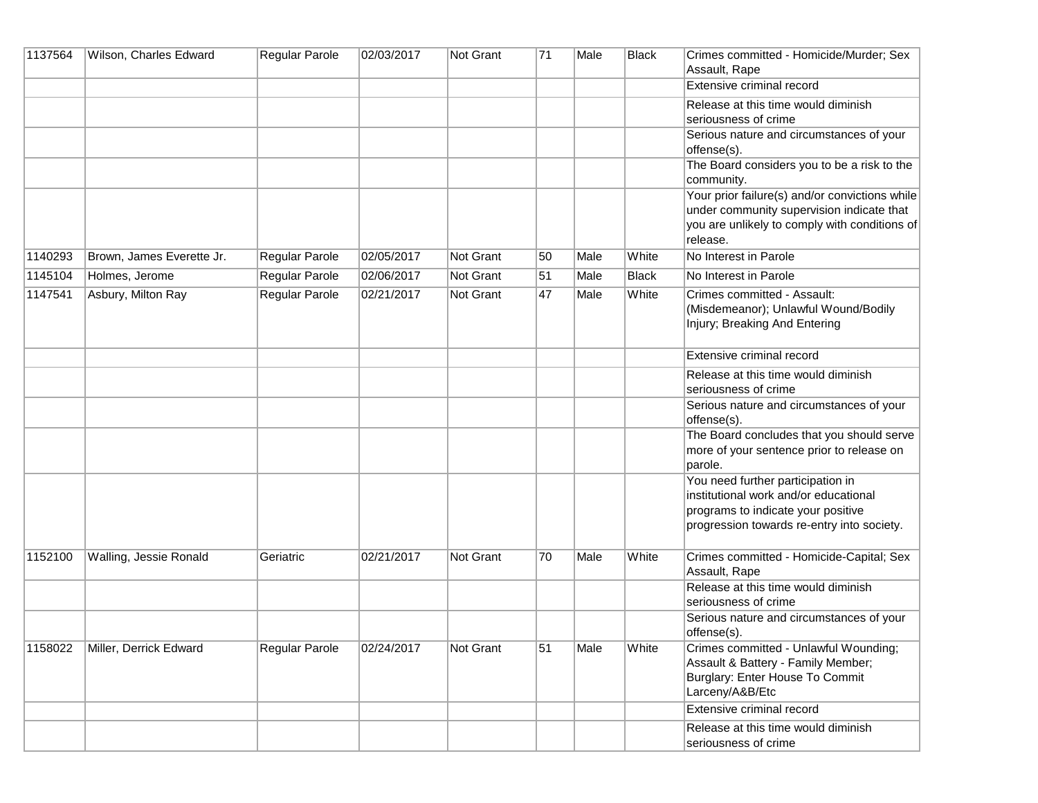| | | | | | | | | |
|---|---|---|---|---|---|---|---|---|
| 1137564 | Wilson, Charles Edward | Regular Parole | 02/03/2017 | Not Grant | 71 | Male | Black | Crimes committed - Homicide/Murder; Sex Assault, Rape |
| | | | | | | | | Extensive criminal record |
| | | | | | | | | Release at this time would diminish seriousness of crime |
| | | | | | | | | Serious nature and circumstances of your offense(s). |
| | | | | | | | | The Board considers you to be a risk to the community. |
| | | | | | | | | Your prior failure(s) and/or convictions while under community supervision indicate that you are unlikely to comply with conditions of release. |
| 1140293 | Brown, James Everette Jr. | Regular Parole | 02/05/2017 | Not Grant | 50 | Male | White | No Interest in Parole |
| 1145104 | Holmes, Jerome | Regular Parole | 02/06/2017 | Not Grant | 51 | Male | Black | No Interest in Parole |
| 1147541 | Asbury, Milton Ray | Regular Parole | 02/21/2017 | Not Grant | 47 | Male | White | Crimes committed - Assault: (Misdemeanor); Unlawful Wound/Bodily Injury; Breaking And Entering |
| | | | | | | | | Extensive criminal record |
| | | | | | | | | Release at this time would diminish seriousness of crime |
| | | | | | | | | Serious nature and circumstances of your offense(s). |
| | | | | | | | | The Board concludes that you should serve more of your sentence prior to release on parole. |
| | | | | | | | | You need further participation in institutional work and/or educational programs to indicate your positive progression towards re-entry into society. |
| 1152100 | Walling, Jessie Ronald | Geriatric | 02/21/2017 | Not Grant | 70 | Male | White | Crimes committed - Homicide-Capital; Sex Assault, Rape |
| | | | | | | | | Release at this time would diminish seriousness of crime |
| | | | | | | | | Serious nature and circumstances of your offense(s). |
| 1158022 | Miller, Derrick Edward | Regular Parole | 02/24/2017 | Not Grant | 51 | Male | White | Crimes committed - Unlawful Wounding; Assault & Battery - Family Member; Burglary: Enter House To Commit Larceny/A&B/Etc |
| | | | | | | | | Extensive criminal record |
| | | | | | | | | Release at this time would diminish seriousness of crime |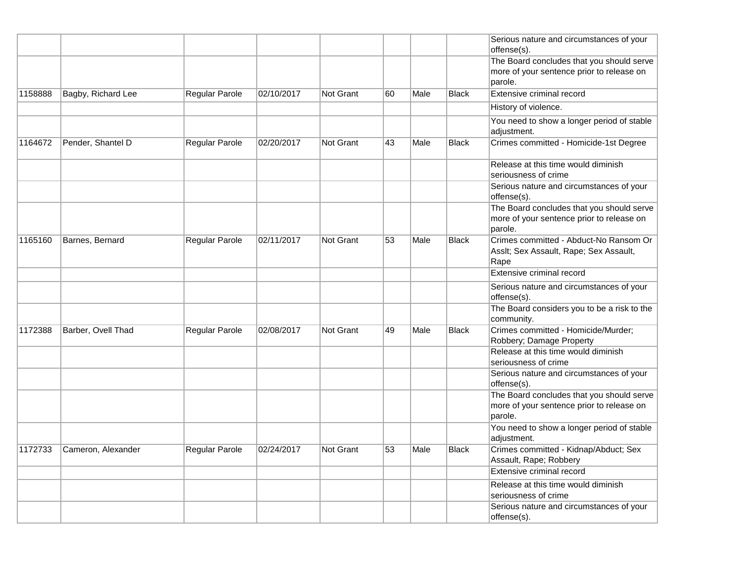| | | | | | | | | |
|---|---|---|---|---|---|---|---|---|
| | | | | | | | | Serious nature and circumstances of your offense(s). |
| | | | | | | | | The Board concludes that you should serve more of your sentence prior to release on parole. |
| 1158888 | Bagby, Richard Lee | Regular Parole | 02/10/2017 | Not Grant | 60 | Male | Black | Extensive criminal record |
| | | | | | | | | History of violence. |
| | | | | | | | | You need to show a longer period of stable adjustment. |
| 1164672 | Pender, Shantel D | Regular Parole | 02/20/2017 | Not Grant | 43 | Male | Black | Crimes committed - Homicide-1st Degree |
| | | | | | | | | Release at this time would diminish seriousness of crime |
| | | | | | | | | Serious nature and circumstances of your offense(s). |
| | | | | | | | | The Board concludes that you should serve more of your sentence prior to release on parole. |
| 1165160 | Barnes, Bernard | Regular Parole | 02/11/2017 | Not Grant | 53 | Male | Black | Crimes committed - Abduct-No Ransom Or Asslt; Sex Assault, Rape; Sex Assault, Rape |
| | | | | | | | | Extensive criminal record |
| | | | | | | | | Serious nature and circumstances of your offense(s). |
| | | | | | | | | The Board considers you to be a risk to the community. |
| 1172388 | Barber, Ovell Thad | Regular Parole | 02/08/2017 | Not Grant | 49 | Male | Black | Crimes committed - Homicide/Murder; Robbery; Damage Property |
| | | | | | | | | Release at this time would diminish seriousness of crime |
| | | | | | | | | Serious nature and circumstances of your offense(s). |
| | | | | | | | | The Board concludes that you should serve more of your sentence prior to release on parole. |
| | | | | | | | | You need to show a longer period of stable adjustment. |
| 1172733 | Cameron, Alexander | Regular Parole | 02/24/2017 | Not Grant | 53 | Male | Black | Crimes committed - Kidnap/Abduct; Sex Assault, Rape; Robbery |
| | | | | | | | | Extensive criminal record |
| | | | | | | | | Release at this time would diminish seriousness of crime |
| | | | | | | | | Serious nature and circumstances of your offense(s). |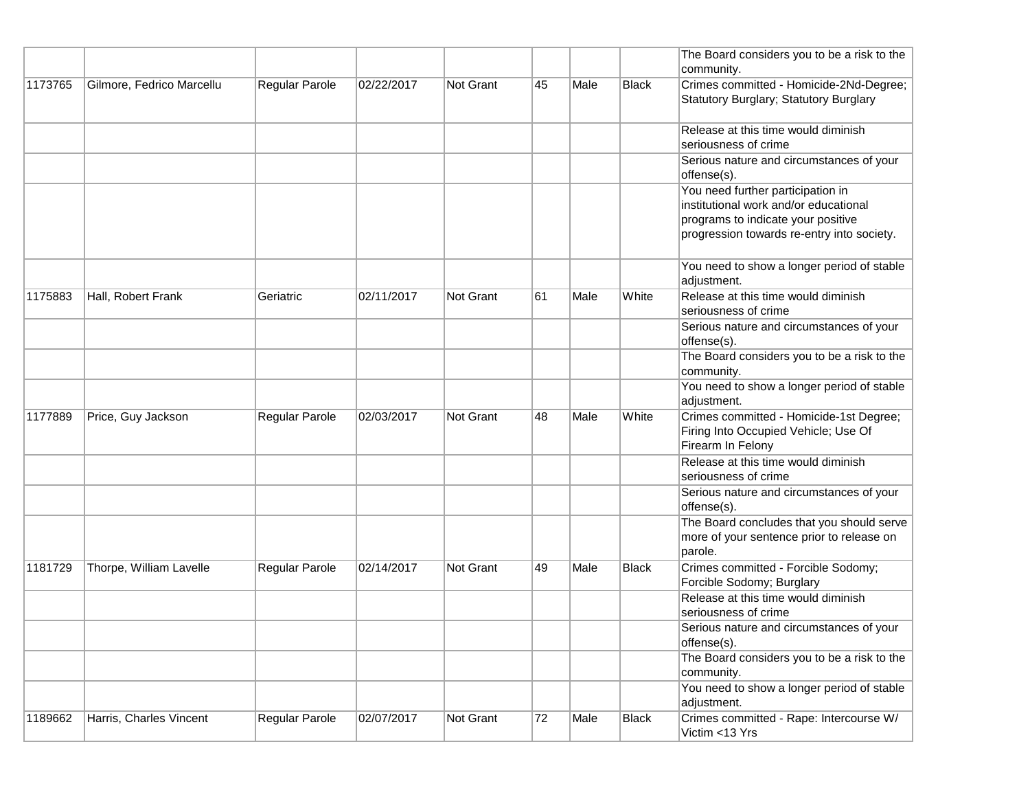| | | | | | | | | |
|---|---|---|---|---|---|---|---|---|
| | | | | | | | | The Board considers you to be a risk to the community. |
| 1173765 | Gilmore, Fedrico Marcellu | Regular Parole | 02/22/2017 | Not Grant | 45 | Male | Black | Crimes committed - Homicide-2Nd-Degree; Statutory Burglary; Statutory Burglary |
| | | | | | | | | Release at this time would diminish seriousness of crime |
| | | | | | | | | Serious nature and circumstances of your offense(s). |
| | | | | | | | | You need further participation in institutional work and/or educational programs to indicate your positive progression towards re-entry into society. |
| | | | | | | | | You need to show a longer period of stable adjustment. |
| 1175883 | Hall, Robert Frank | Geriatric | 02/11/2017 | Not Grant | 61 | Male | White | Release at this time would diminish seriousness of crime |
| | | | | | | | | Serious nature and circumstances of your offense(s). |
| | | | | | | | | The Board considers you to be a risk to the community. |
| | | | | | | | | You need to show a longer period of stable adjustment. |
| 1177889 | Price, Guy Jackson | Regular Parole | 02/03/2017 | Not Grant | 48 | Male | White | Crimes committed - Homicide-1st Degree; Firing Into Occupied Vehicle; Use Of Firearm In Felony |
| | | | | | | | | Release at this time would diminish seriousness of crime |
| | | | | | | | | Serious nature and circumstances of your offense(s). |
| | | | | | | | | The Board concludes that you should serve more of your sentence prior to release on parole. |
| 1181729 | Thorpe, William Lavelle | Regular Parole | 02/14/2017 | Not Grant | 49 | Male | Black | Crimes committed - Forcible Sodomy; Forcible Sodomy; Burglary |
| | | | | | | | | Release at this time would diminish seriousness of crime |
| | | | | | | | | Serious nature and circumstances of your offense(s). |
| | | | | | | | | The Board considers you to be a risk to the community. |
| | | | | | | | | You need to show a longer period of stable adjustment. |
| 1189662 | Harris, Charles Vincent | Regular Parole | 02/07/2017 | Not Grant | 72 | Male | Black | Crimes committed - Rape: Intercourse W/ Victim <13 Yrs |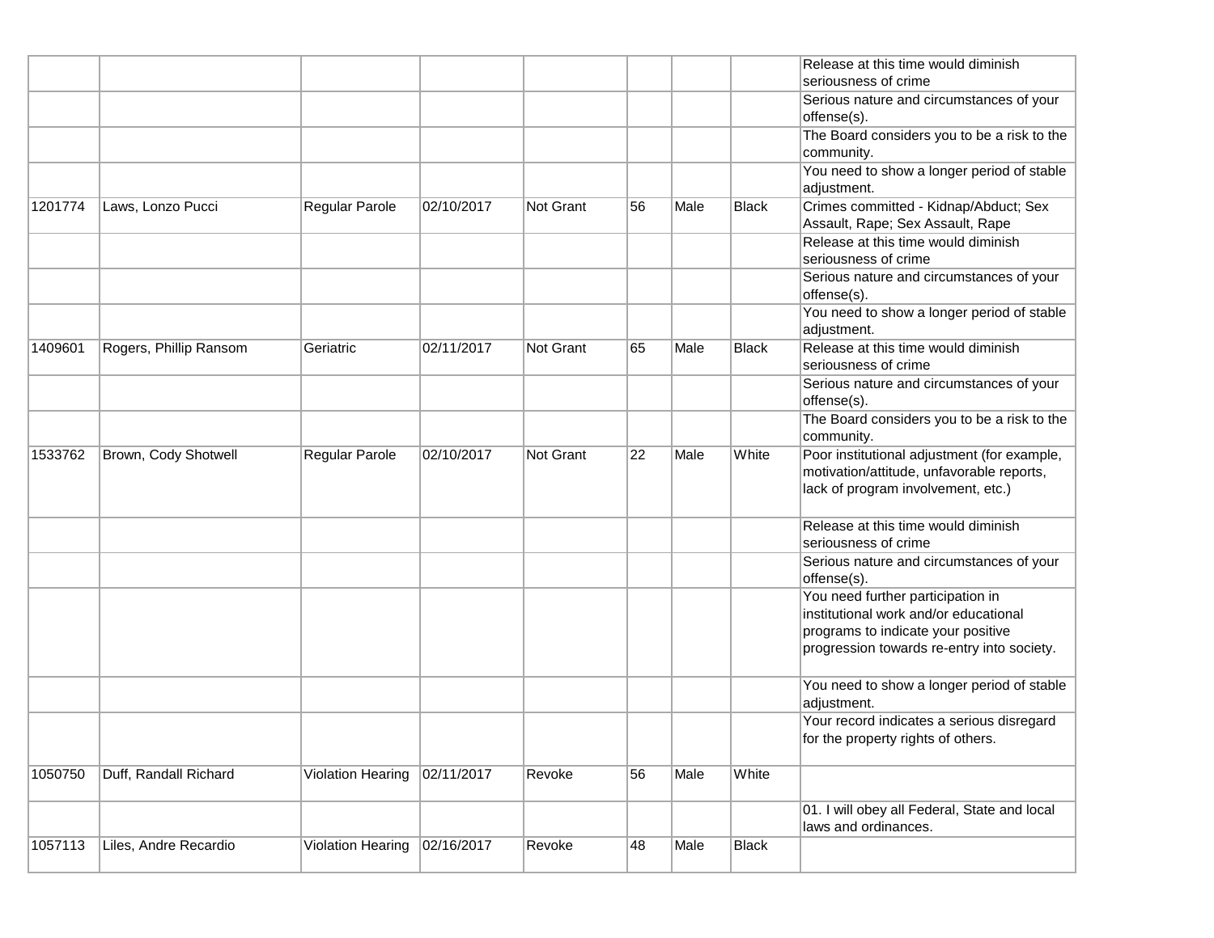|  |  |  |  |  |  |  |  |  |
|---|---|---|---|---|---|---|---|---|
|  |  |  |  |  |  |  |  | Release at this time would diminish seriousness of crime |
|  |  |  |  |  |  |  |  | Serious nature and circumstances of your offense(s). |
|  |  |  |  |  |  |  |  | The Board considers you to be a risk to the community. |
|  |  |  |  |  |  |  |  | You need to show a longer period of stable adjustment. |
| 1201774 | Laws, Lonzo Pucci | Regular Parole | 02/10/2017 | Not Grant | 56 | Male | Black | Crimes committed - Kidnap/Abduct; Sex Assault, Rape; Sex Assault, Rape |
|  |  |  |  |  |  |  |  | Release at this time would diminish seriousness of crime |
|  |  |  |  |  |  |  |  | Serious nature and circumstances of your offense(s). |
|  |  |  |  |  |  |  |  | You need to show a longer period of stable adjustment. |
| 1409601 | Rogers, Phillip Ransom | Geriatric | 02/11/2017 | Not Grant | 65 | Male | Black | Release at this time would diminish seriousness of crime |
|  |  |  |  |  |  |  |  | Serious nature and circumstances of your offense(s). |
|  |  |  |  |  |  |  |  | The Board considers you to be a risk to the community. |
| 1533762 | Brown, Cody Shotwell | Regular Parole | 02/10/2017 | Not Grant | 22 | Male | White | Poor institutional adjustment (for example, motivation/attitude, unfavorable reports, lack of program involvement, etc.) |
|  |  |  |  |  |  |  |  | Release at this time would diminish seriousness of crime |
|  |  |  |  |  |  |  |  | Serious nature and circumstances of your offense(s). |
|  |  |  |  |  |  |  |  | You need further participation in institutional work and/or educational programs to indicate your positive progression towards re-entry into society. |
|  |  |  |  |  |  |  |  | You need to show a longer period of stable adjustment. |
|  |  |  |  |  |  |  |  | Your record indicates a serious disregard for the property rights of others. |
| 1050750 | Duff, Randall Richard | Violation Hearing | 02/11/2017 | Revoke | 56 | Male | White |  |
|  |  |  |  |  |  |  |  | 01. I will obey all Federal, State and local laws and ordinances. |
| 1057113 | Liles, Andre Recardio | Violation Hearing | 02/16/2017 | Revoke | 48 | Male | Black |  |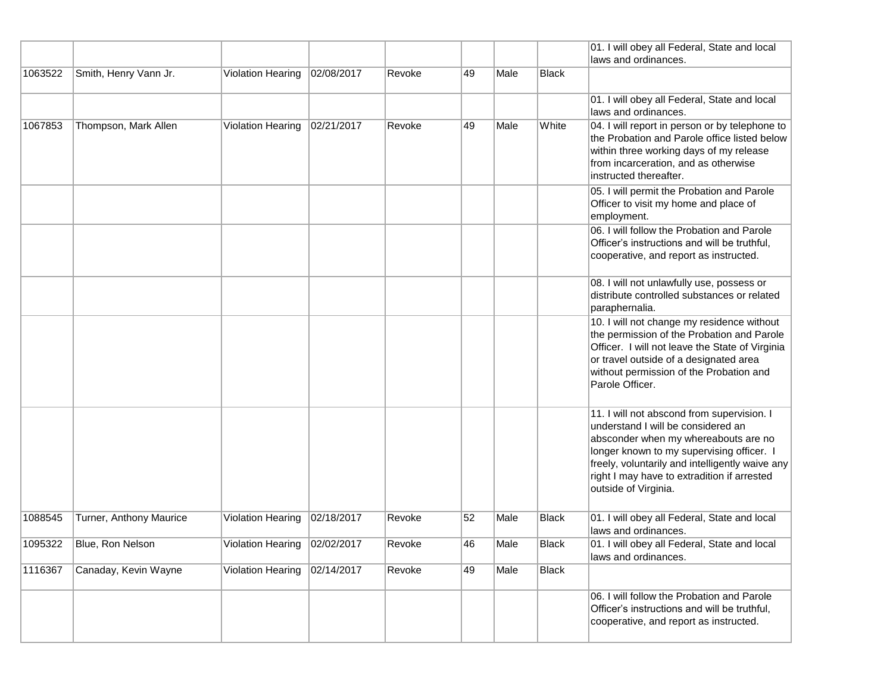| | | | | | | | | |
|---|---|---|---|---|---|---|---|---|
| | | | | | | | | 01. I will obey all Federal, State and local laws and ordinances. |
| 1063522 | Smith, Henry Vann Jr. | Violation Hearing | 02/08/2017 | Revoke | 49 | Male | Black | |
| | | | | | | | | 01. I will obey all Federal, State and local laws and ordinances. |
| 1067853 | Thompson, Mark Allen | Violation Hearing | 02/21/2017 | Revoke | 49 | Male | White | 04. I will report in person or by telephone to the Probation and Parole office listed below within three working days of my release from incarceration, and as otherwise instructed thereafter. |
| | | | | | | | | 05. I will permit the Probation and Parole Officer to visit my home and place of employment. |
| | | | | | | | | 06. I will follow the Probation and Parole Officer's instructions and will be truthful, cooperative, and report as instructed. |
| | | | | | | | | 08. I will not unlawfully use, possess or distribute controlled substances or related paraphernalia. |
| | | | | | | | | 10. I will not change my residence without the permission of the Probation and Parole Officer. I will not leave the State of Virginia or travel outside of a designated area without permission of the Probation and Parole Officer. |
| | | | | | | | | 11. I will not abscond from supervision. I understand I will be considered an absconder when my whereabouts are no longer known to my supervising officer. I freely, voluntarily and intelligently waive any right I may have to extradition if arrested outside of Virginia. |
| 1088545 | Turner, Anthony Maurice | Violation Hearing | 02/18/2017 | Revoke | 52 | Male | Black | 01. I will obey all Federal, State and local laws and ordinances. |
| 1095322 | Blue, Ron Nelson | Violation Hearing | 02/02/2017 | Revoke | 46 | Male | Black | 01. I will obey all Federal, State and local laws and ordinances. |
| 1116367 | Canaday, Kevin Wayne | Violation Hearing | 02/14/2017 | Revoke | 49 | Male | Black | |
| | | | | | | | | 06. I will follow the Probation and Parole Officer's instructions and will be truthful, cooperative, and report as instructed. |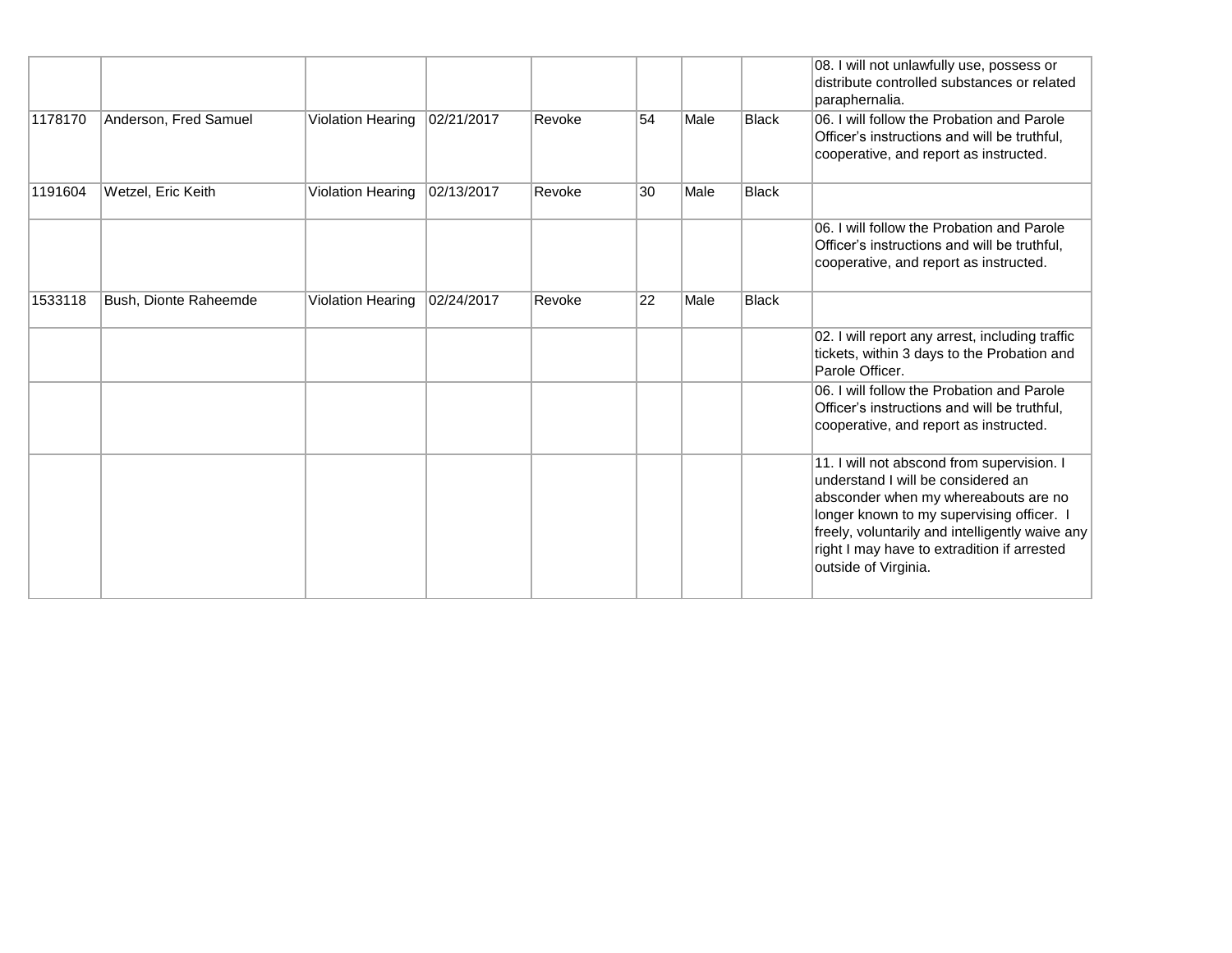| | | | | | | | | |
|---|---|---|---|---|---|---|---|---|
| | | | | | | | | 08. I will not unlawfully use, possess or distribute controlled substances or related paraphernalia. |
| 1178170 | Anderson, Fred Samuel | Violation Hearing | 02/21/2017 | Revoke | 54 | Male | Black | 06. I will follow the Probation and Parole Officer's instructions and will be truthful, cooperative, and report as instructed. |
| 1191604 | Wetzel, Eric Keith | Violation Hearing | 02/13/2017 | Revoke | 30 | Male | Black | |
| | | | | | | | | 06. I will follow the Probation and Parole Officer's instructions and will be truthful, cooperative, and report as instructed. |
| 1533118 | Bush, Dionte Raheemde | Violation Hearing | 02/24/2017 | Revoke | 22 | Male | Black | |
| | | | | | | | | 02. I will report any arrest, including traffic tickets, within 3 days to the Probation and Parole Officer. |
| | | | | | | | | 06. I will follow the Probation and Parole Officer's instructions and will be truthful, cooperative, and report as instructed. |
| | | | | | | | | 11. I will not abscond from supervision. I understand I will be considered an absconder when my whereabouts are no longer known to my supervising officer. I freely, voluntarily and intelligently waive any right I may have to extradition if arrested outside of Virginia. |